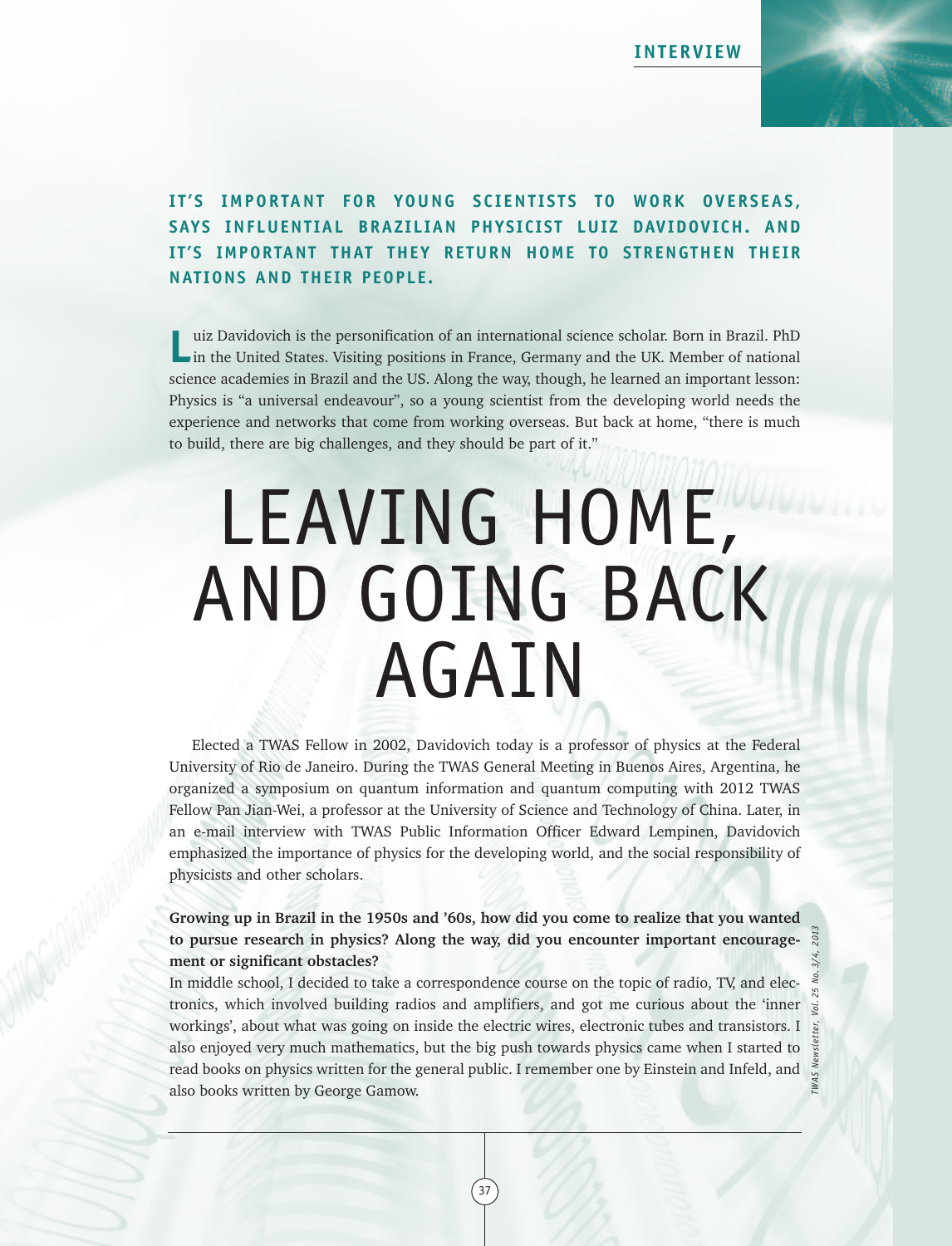**IT'S IMPORTANT FOR YOUNG SCIENTISTS TO WORK OVERSEAS, SAYS INFLUENTIAL BRAZILIAN PHYSICIST LUIZ DAVIDOVICH. AND IT'S IMPORTANT THAT THEY RETURN HOME TO STRENGTHEN THEIR NATIONS AND THEIR PEOPLE.**

Luiz Davidovich is the personification of an international science scholar. Born in Brazil. PhD in the United States. Visiting positions in France, Germany and the UK. Member of national science academies in Brazil and the US. Along the way, though, he learned an important lesson: Physics is "a universal endeavour", so a young scientist from the developing world needs the experience and networks that come from working overseas. But back at home, "there is much to build, there are big challenges, and they should be part of it."

# LEAVING HOME, AND GOING BACK AGAIN

Elected a TWAS Fellow in 2002, Davidovich today is a professor of physics at the Federal University of Rio de Janeiro. During the TWAS General Meeting in Buenos Aires, Argentina, he organized a symposium on quantum information and quantum computing with 2012 TWAS Fellow Pan Jian-Wei, a professor at the University of Science and Technology of China. Later, in an e-mail interview with TWAS Public Information Officer Edward Lempinen, Davidovich emphasized the importance of physics for the developing world, and the social responsibility of physicists and other scholars.

**Growing up in Brazil in the 1950s and '60s, how did you come to realize that you wanted to pursue research in physics? Along the way, did you encounter important encouragement or significant obstacles?**

In middle school, I decided to take a correspondence course on the topic of radio, TV, and electronics, which involved building radios and amplifiers, and got me curious about the 'inner workings', about what was going on inside the electric wires, electronic tubes and transistors. I also enjoyed very much mathematics, but the big push towards physics came when I started to read books on physics written for the general public. I remember one by Einstein and Infeld, and also books written by George Gamow.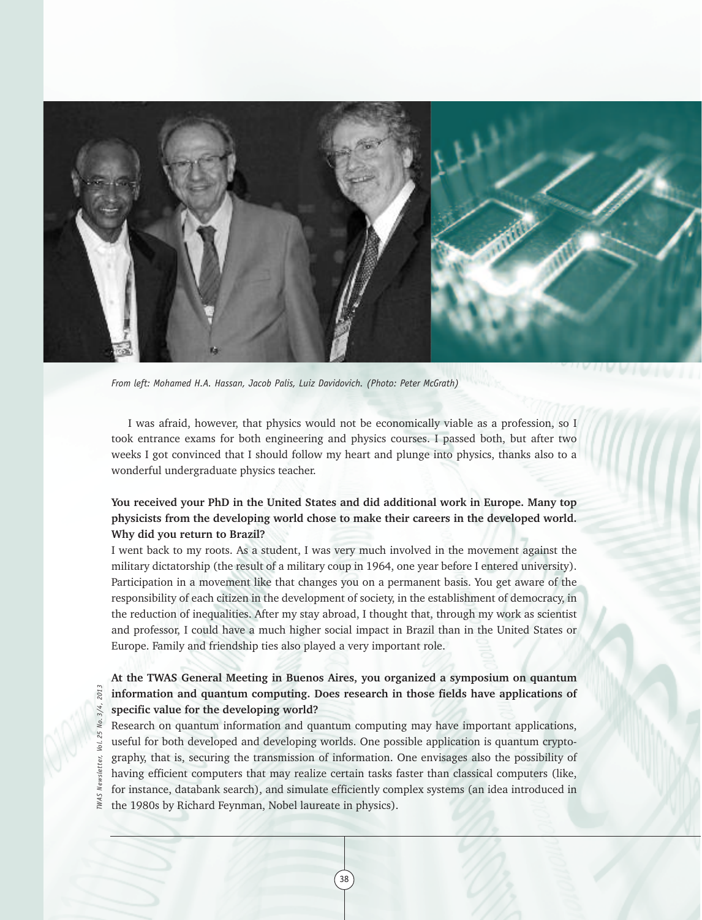*From left: Mohamed H.A. Hassan, Jacob Palis, Luiz Davidovich. (Photo: Peter McGrath)*

I was afraid, however, that physics would not be economically viable as a profession, so I took entrance exams for both engineering and physics courses. I passed both, but after two weeks I got convinced that I should follow my heart and plunge into physics, thanks also to a wonderful undergraduate physics teacher.

**You received your PhD in the United States and did additional work in Europe. Many top physicists from the developing world chose to make their careers in the developed world. Why did you return to Brazil?**

I went back to my roots. As a student, I was very much involved in the movement against the military dictatorship (the result of a military coup in 1964, one year before I entered university). Participation in a movement like that changes you on a permanent basis. You get aware of the responsibility of each citizen in the development of society, in the establishment of democracy, in the reduction of inequalities. After my stay abroad, I thought that, through my work as scientist and professor, I could have a much higher social impact in Brazil than in the United States or Europe. Family and friendship ties also played a very important role.

**At the TWAS General Meeting in Buenos Aires, you organized a symposium on quantum information and quantum computing. Does research in those fields have applications of specific value for the developing world?**

Research on quantum information and quantum computing may have important applications, useful for both developed and developing worlds. One possible application is quantum cryptography, that is, securing the transmission of information. One envisages also the possibility of having efficient computers that may realize certain tasks faster than classical computers (like, for instance, databank search), and simulate efficiently complex systems (an idea introduced in the 1980s by Richard Feynman, Nobel laureate in physics).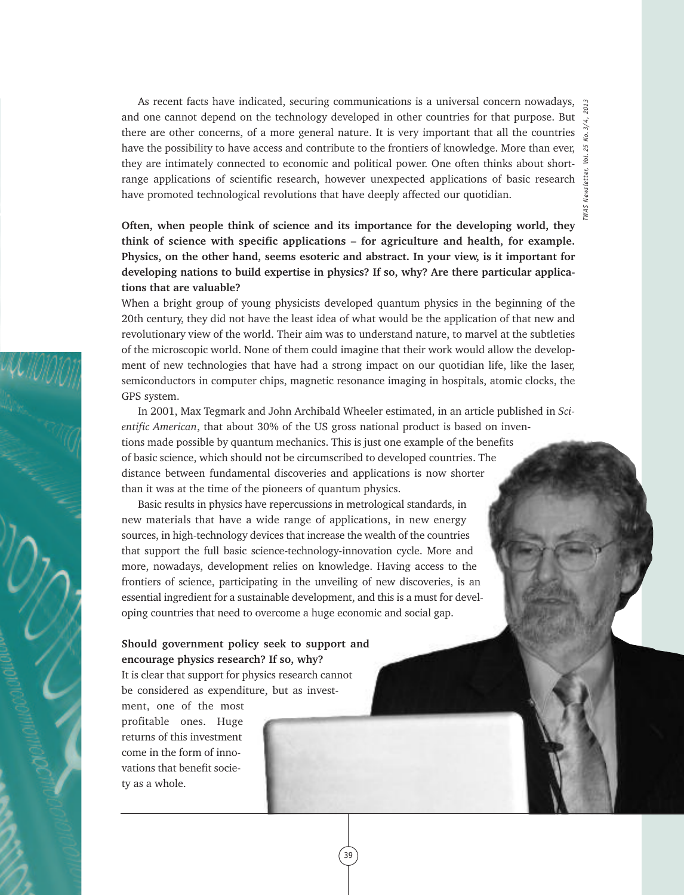As recent facts have indicated, securing communications is a universal concern nowadays, and one cannot depend on the technology developed in other countries for that purpose. But there are other concerns, of a more general nature. It is very important that all the countries have the possibility to have access and contribute to the frontiers of knowledge. More than ever, they are intimately connected to economic and political power. One often thinks about short-range applications of scientific research, however unexpected applications of basic research have promoted technological revolutions that have deeply affected our quotidian.

**Often, when people think of science and its importance for the developing world, they think of science with specific applications – for agriculture and health, for example. Physics, on the other hand, seems esoteric and abstract. In your view, is it important for developing nations to build expertise in physics? If so, why? Are there particular applications that are valuable?**

When a bright group of young physicists developed quantum physics in the beginning of the 20th century, they did not have the least idea of what would be the application of that new and revolutionary view of the world. Their aim was to understand nature, to marvel at the subtleties of the microscopic world. None of them could imagine that their work would allow the development of new technologies that have had a strong impact on our quotidian life, like the laser, semiconductors in computer chips, magnetic resonance imaging in hospitals, atomic clocks, the GPS system.

In 2001, Max Tegmark and John Archibald Wheeler estimated, in an article published in *Scientific American*, that about 30% of the US gross national product is based on inventions made possible by quantum mechanics. This is just one example of the benefits of basic science, which should not be circumscribed to developed countries. The distance between fundamental discoveries and applications is now shorter than it was at the time of the pioneers of quantum physics.

Basic results in physics have repercussions in metrological standards, in new materials that have a wide range of applications, in new energy sources, in high-technology devices that increase the wealth of the countries that support the full basic science-technology-innovation cycle. More and more, nowadays, development relies on knowledge. Having access to the frontiers of science, participating in the unveiling of new discoveries, is an essential ingredient for a sustainable development, and this is a must for developing countries that need to overcome a huge economic and social gap.

**Should government policy seek to support and encourage physics research? If so, why?**

It is clear that support for physics research cannot be considered as expenditure, but as investment, one of the most profitable ones. Huge returns of this investment come in the form of innovations that benefit society as a whole.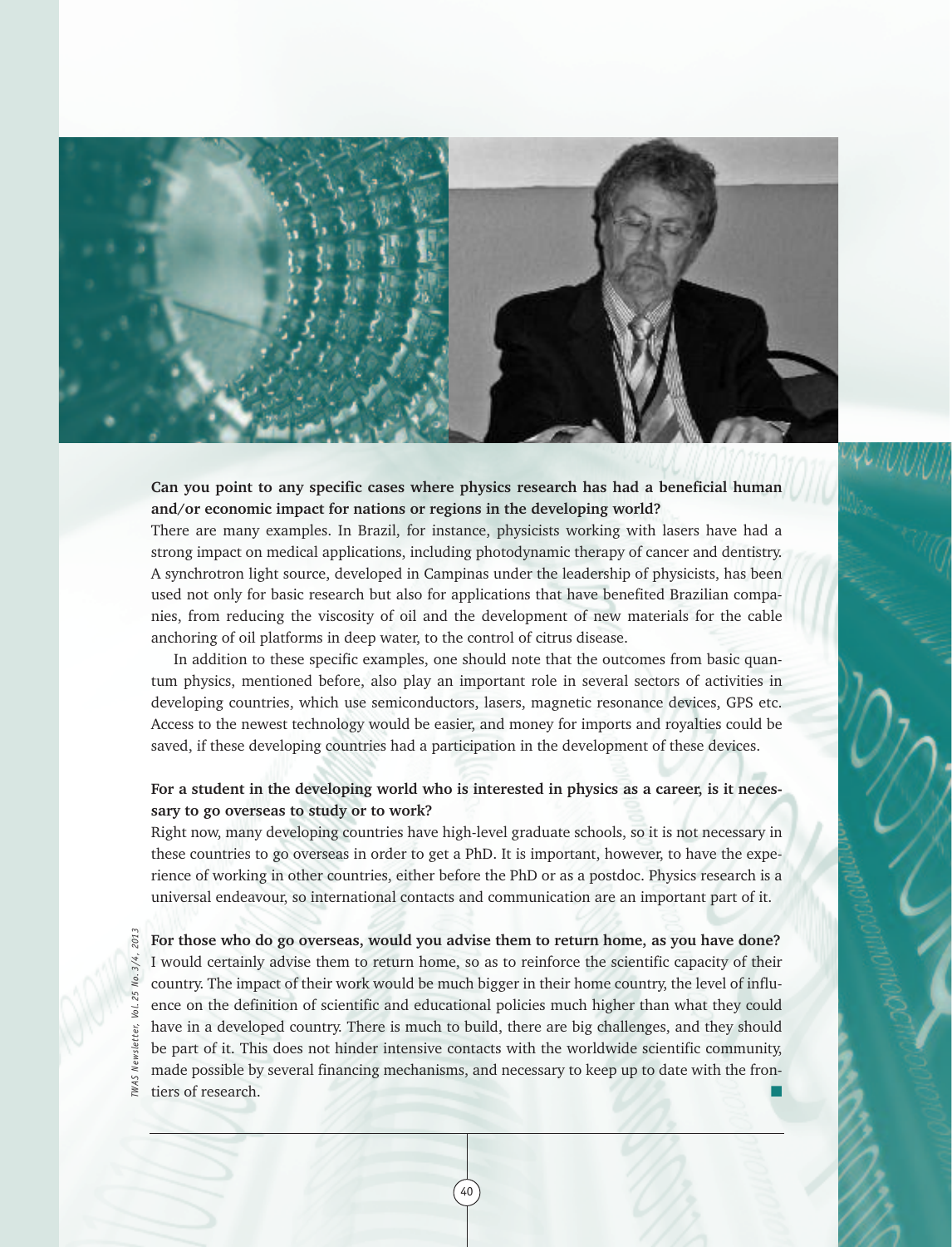**Can you point to any specific cases where physics research has had a beneficial human and/or economic impact for nations or regions in the developing world?**

There are many examples. In Brazil, for instance, physicists working with lasers have had a strong impact on medical applications, including photodynamic therapy of cancer and dentistry. A synchrotron light source, developed in Campinas under the leadership of physicists, has been used not only for basic research but also for applications that have benefited Brazilian companies, from reducing the viscosity of oil and the development of new materials for the cable anchoring of oil platforms in deep water, to the control of citrus disease.

In addition to these specific examples, one should note that the outcomes from basic quantum physics, mentioned before, also play an important role in several sectors of activities in developing countries, which use semiconductors, lasers, magnetic resonance devices, GPS etc. Access to the newest technology would be easier, and money for imports and royalties could be saved, if these developing countries had a participation in the development of these devices.

**For a student in the developing world who is interested in physics as a career, is it necessary to go overseas to study or to work?**

Right now, many developing countries have high-level graduate schools, so it is not necessary in these countries to go overseas in order to get a PhD. It is important, however, to have the experience of working in other countries, either before the PhD or as a postdoc. Physics research is a universal endeavour, so international contacts and communication are an important part of it.

**For those who do go overseas, would you advise them to return home, as you have done?**

I would certainly advise them to return home, so as to reinforce the scientific capacity of their country. The impact of their work would be much bigger in their home country, the level of influence on the definition of scientific and educational policies much higher than what they could have in a developed country. There is much to build, there are big challenges, and they should be part of it. This does not hinder intensive contacts with the worldwide scientific community, made possible by several financing mechanisms, and necessary to keep up to date with the frontiers of research. ■